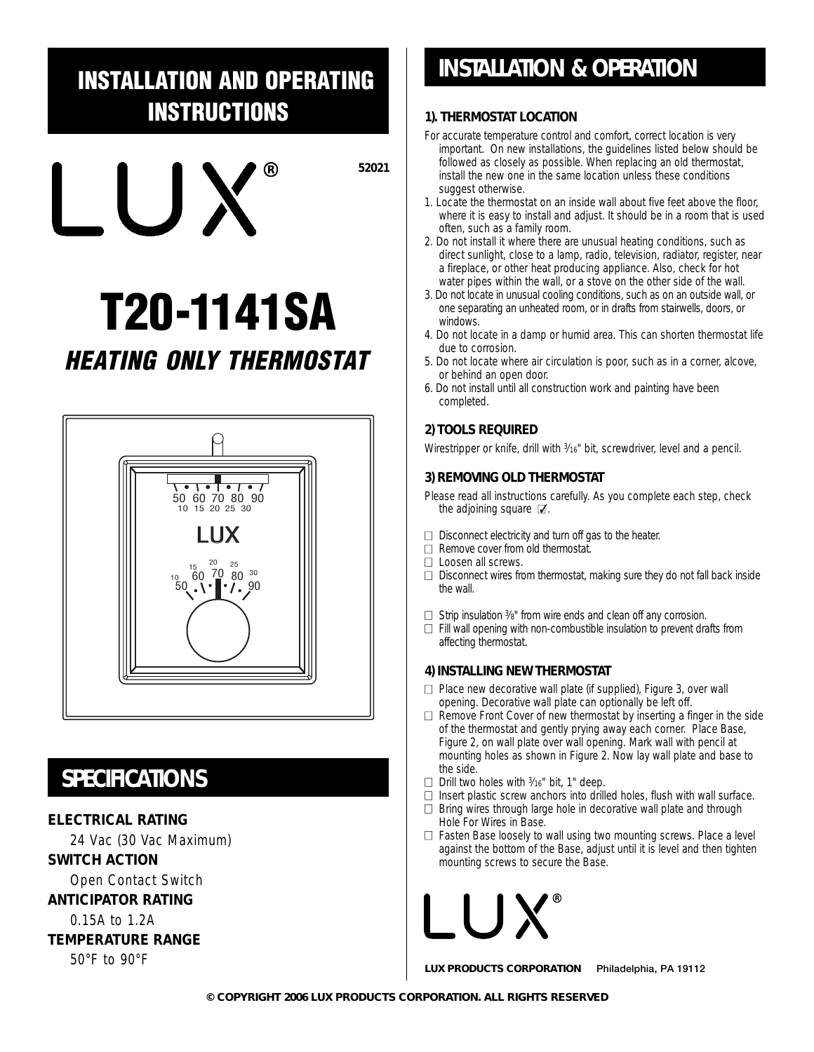# INSTALLATION AND OPERATING INSTRUCTIONS

LUX®

52021

# T20-1141SA

## *HEATING ONLY THERMOSTAT*

## SPECIFICATIONS

**ELECTRICAL RATING**
24 Vac (30 Vac Maximum)

**SWITCH ACTION**
Open Contact Switch

**ANTICIPATOR RATING**
0.15A to 1.2A

**TEMPERATURE RANGE**
50°F to 90°F

# INSTALLATION & OPERATION

### 1). THERMOSTAT LOCATION

For accurate temperature control and comfort, correct location is very important. On new installations, the guidelines listed below should be followed as closely as possible. When replacing an old thermostat, install the new one in the same location unless these conditions suggest otherwise.

1. Locate the thermostat on an inside wall about five feet above the floor, where it is easy to install and adjust. It should be in a room that is used often, such as a family room.
2. Do not install it where there are unusual heating conditions, such as direct sunlight, close to a lamp, radio, television, radiator, register, near a fireplace, or other heat producing appliance. Also, check for hot water pipes within the wall, or a stove on the other side of the wall.
3. Do not locate in unusual cooling conditions, such as on an outside wall, or one separating an unheated room, or in drafts from stairwells, doors, or windows.
4. Do not locate in a damp or humid area. This can shorten thermostat life due to corrosion.
5. Do not locate where air circulation is poor, such as in a corner, alcove, or behind an open door.
6. Do not install until all construction work and painting have been completed.

### 2) TOOLS REQUIRED

Wirestripper or knife, drill with 3⁄16" bit, screwdriver, level and a pencil.

### 3) REMOVING OLD THERMOSTAT

Please read all instructions carefully. As you complete each step, check the adjoining square ☑.

- ☐ Disconnect electricity and turn off gas to the heater.
- ☐ Remove cover from old thermostat.
- ☐ Loosen all screws.
- ☐ Disconnect wires from thermostat, making sure they do not fall back inside the wall.
- ☐ Strip insulation 3⁄8" from wire ends and clean off any corrosion.
- ☐ Fill wall opening with non-combustible insulation to prevent drafts from affecting thermostat.

### 4) INSTALLING NEW THERMOSTAT

- ☐ Place new decorative wall plate (if supplied), Figure 3, over wall opening. Decorative wall plate can optionally be left off.
- ☐ Remove Front Cover of new thermostat by inserting a finger in the side of the thermostat and gently prying away each corner. Place Base, Figure 2, on wall plate over wall opening. Mark wall with pencil at mounting holes as shown in Figure 2. Now lay wall plate and base to the side.
- ☐ Drill two holes with 3⁄16" bit, 1" deep.
- ☐ Insert plastic screw anchors into drilled holes, flush with wall surface.
- ☐ Bring wires through large hole in decorative wall plate and through Hole For Wires in Base.
- ☐ Fasten Base loosely to wall using two mounting screws. Place a level against the bottom of the Base, adjust until it is level and then tighten mounting screws to secure the Base.

LUX®

**LUX PRODUCTS CORPORATION** Philadelphia, PA 19112

**© COPYRIGHT 2006 LUX PRODUCTS CORPORATION. ALL RIGHTS RESERVED**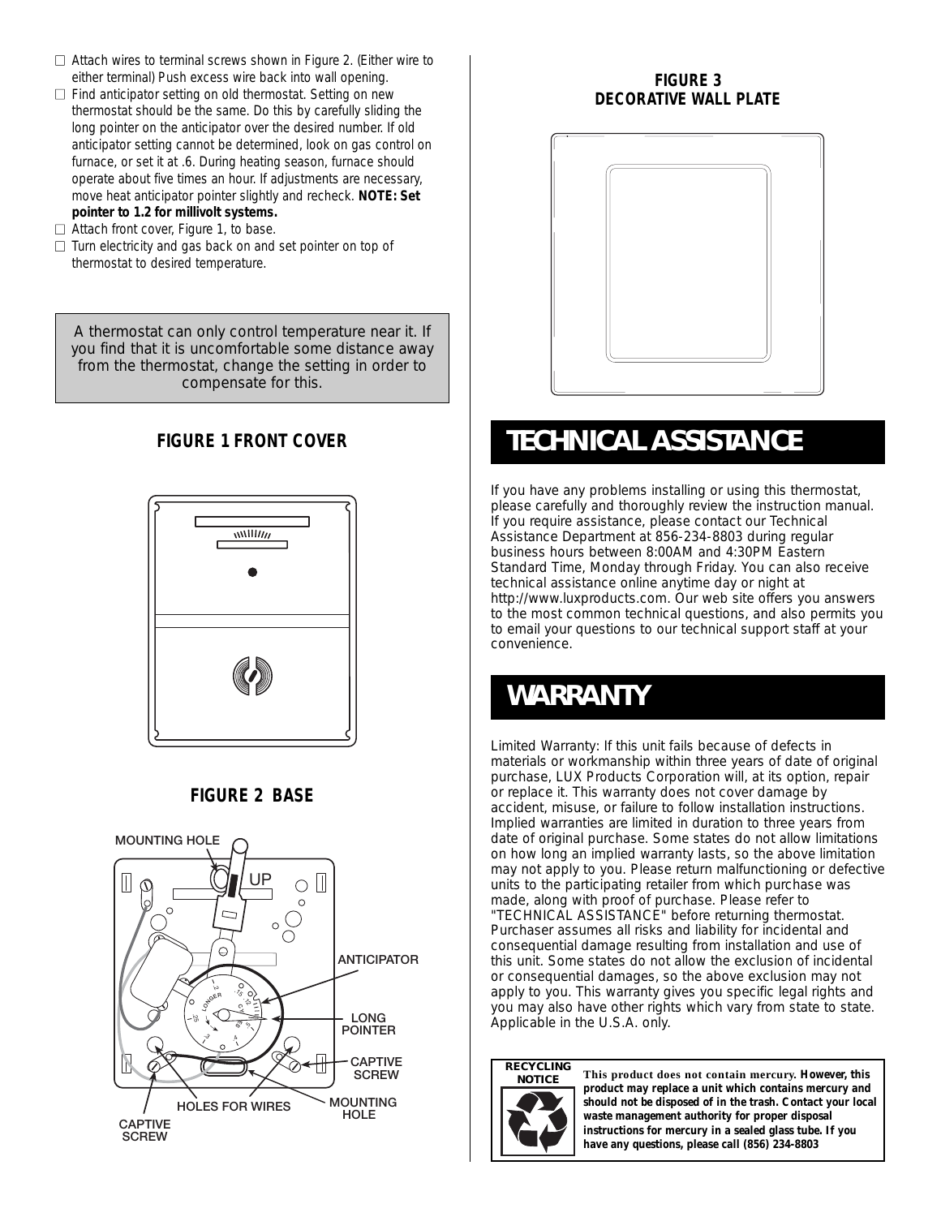- ☐ Attach wires to terminal screws shown in Figure 2. (Either wire to either terminal) Push excess wire back into wall opening.
- ☐ Find anticipator setting on old thermostat. Setting on new thermostat should be the same. Do this by carefully sliding the long pointer on the anticipator over the desired number. If old anticipator setting cannot be determined, look on gas control on furnace, or set it at .6. During heating season, furnace should operate about five times an hour. If adjustments are necessary, move heat anticipator pointer slightly and recheck. **NOTE: Set pointer to 1.2 for millivolt systems.**
- ☐ Attach front cover, Figure 1, to base.
- ☐ Turn electricity and gas back on and set pointer on top of thermostat to desired temperature.

A thermostat can only control temperature near it. If you find that it is uncomfortable some distance away from the thermostat, change the setting in order to compensate for this.

**FIGURE 1 FRONT COVER**

**FIGURE 2 BASE**

MOUNTING HOLE
UP
ANTICIPATOR
LONG POINTER
CAPTIVE SCREW
MOUNTING HOLE
HOLES FOR WIRES
CAPTIVE SCREW

**FIGURE 3**
**DECORATIVE WALL PLATE**

# TECHNICAL ASSISTANCE

If you have any problems installing or using this thermostat, please carefully and thoroughly review the instruction manual. If you require assistance, please contact our Technical Assistance Department at 856-234-8803 during regular business hours between 8:00AM and 4:30PM Eastern Standard Time, Monday through Friday. You can also receive technical assistance online anytime day or night at http://www.luxproducts.com. Our web site offers you answers to the most common technical questions, and also permits you to email your questions to our technical support staff at your convenience.

# WARRANTY

Limited Warranty: If this unit fails because of defects in materials or workmanship within three years of date of original purchase, LUX Products Corporation will, at its option, repair or replace it. This warranty does not cover damage by accident, misuse, or failure to follow installation instructions. Implied warranties are limited in duration to three years from date of original purchase. Some states do not allow limitations on how long an implied warranty lasts, so the above limitation may not apply to you. Please return malfunctioning or defective units to the participating retailer from which purchase was made, along with proof of purchase. Please refer to "TECHNICAL ASSISTANCE" before returning thermostat. Purchaser assumes all risks and liability for incidental and consequential damage resulting from installation and use of this unit. Some states do not allow the exclusion of incidental or consequential damages, so the above exclusion may not apply to you. This warranty gives you specific legal rights and you may also have other rights which vary from state to state. Applicable in the U.S.A. only.

**RECYCLING NOTICE**

**This product does not contain mercury. However, this product may replace a unit which contains mercury and should not be disposed of in the trash. Contact your local waste management authority for proper disposal instructions for mercury in a sealed glass tube. If you have any questions, please call (856) 234-8803**